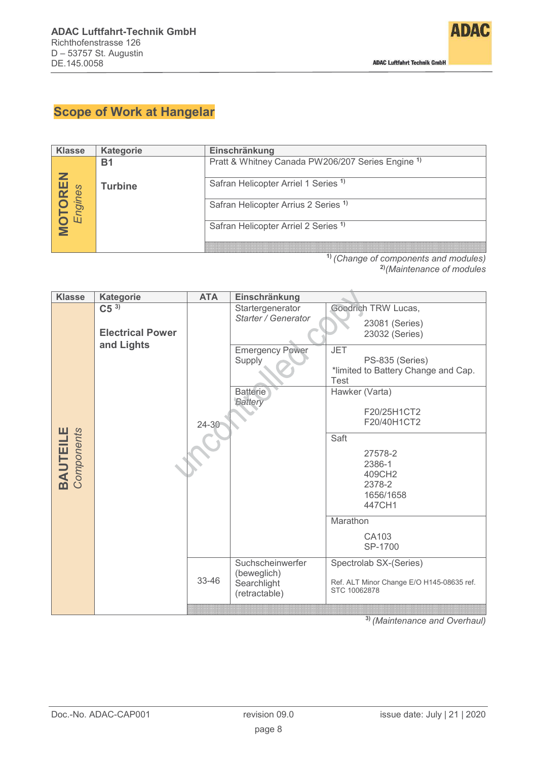ADAC Luftfahrt-Technik GmbH
Richthofenstrasse 126
D – 53757 St. Augustin
DE.145.0058

# Scope of Work at Hangelar

| Klasse | Kategorie | Einschränkung |
|---|---|---|
| **MOTOREN** *Engines* | **B1** **Turbine** | Pratt & Whitney Canada PW206/207 Series Engine [1] |
| | | Safran Helicopter Arriel 1 Series [1] |
| | | Safran Helicopter Arrius 2 Series [1] |
| | | Safran Helicopter Arriel 2 Series [1] |

[1] *(Change of components and modules)*
[2] *(Maintenance of modules*

| Klasse | Kategorie | ATA | Einschränkung | |
|---|---|---|---|---|
| **BAUTEILE** *Components* | **C5** [3] **Electrical Power and Lights** | 24-30 | Startergenerator *Starter / Generator* | Goodrich TRW Lucas, 23081 (Series) 23032 (Series) |
| | | | Emergency Power Supply | JET PS-835 (Series) *limited to Battery Change and Cap. Test |
| | | | Batterie *Battery* | Hawker (Varta) F20/25H1CT2 F20/40H1CT2 |
| | | | | Saft 27578-2 2386-1 409CH2 2378-2 1656/1658 447CH1 |
| | | | | Marathon CA103 SP-1700 |
| | | 33-46 | Suchscheinwerfer (beweglich) Searchlight (retractable) | Spectrolab SX-(Series) Ref. ALT Minor Change E/O H145-08635 ref. STC 10062878 |

[3] *(Maintenance and Overhaul)*

Doc.-No. ADAC-CAP001 revision 09.0 issue date: July | 21 | 2020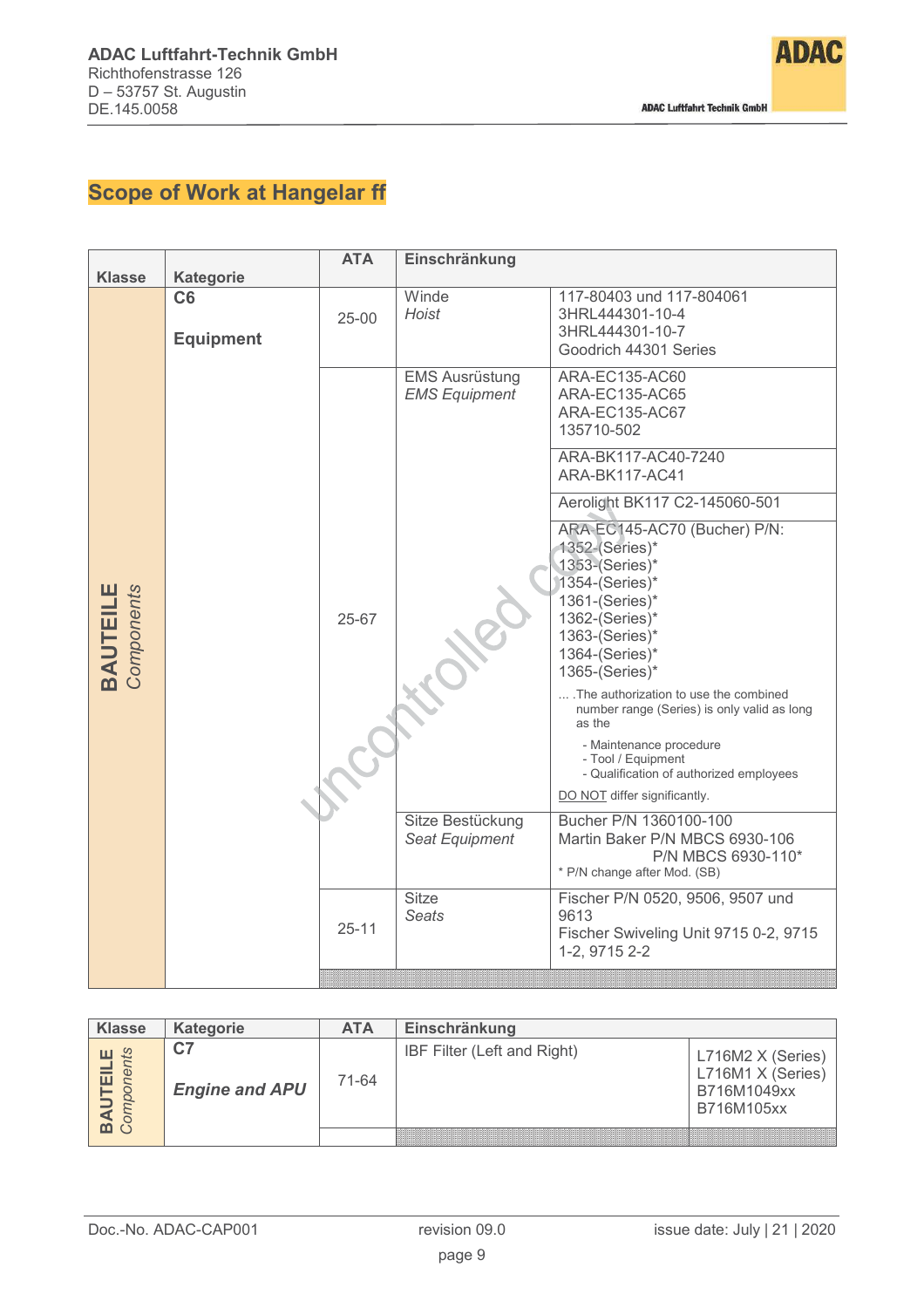## Scope of Work at Hangelar ff

| Klasse | Kategorie | ATA | Einschränkung | |
|---|---|---|---|---|
| **BAUTEILE** *Components* | **C6** **Equipment** | 25-00 | Winde *Hoist* | 117-80403 und 117-804061<br>3HRL444301-10-4<br>3HRL444301-10-7<br>Goodrich 44301 Series |
| | | 25-67 | EMS Ausrüstung *EMS Equipment* | ARA-EC135-AC60<br>ARA-EC135-AC65<br>ARA-EC135-AC67<br>135710-502 |
| | | | | ARA-BK117-AC40-7240<br>ARA-BK117-AC41 |
| | | | | Aerolight BK117 C2-145060-501 |
| | | | | ARA-EC145-AC70 (Bucher) P/N:<br>1352-(Series)*<br>1353-(Series)*<br>1354-(Series)*<br>1361-(Series)*<br>1362-(Series)*<br>1363-(Series)*<br>1364-(Series)*<br>1365-(Series)*<br>… .The authorization to use the combined number range (Series) is only valid as long as the<br>- Maintenance procedure<br>- Tool / Equipment<br>- Qualification of authorized employees<br>DO NOT differ significantly. |
| | | | Sitze Bestückung *Seat Equipment* | Bucher P/N 1360100-100<br>Martin Baker P/N MBCS 6930-106<br>P/N MBCS 6930-110*<br>* P/N change after Mod. (SB) |
| | | 25-11 | Sitze *Seats* | Fischer P/N 0520, 9506, 9507 und 9613<br>Fischer Swiveling Unit 9715 0-2, 9715 1-2, 9715 2-2 |

| Klasse | Kategorie | ATA | Einschränkung | |
|---|---|---|---|---|
| **BAUTEILE** *Components* | **C7** ***Engine and APU*** | 71-64 | IBF Filter (Left and Right) | L716M2 X (Series)<br>L716M1 X (Series)<br>B716M1049xx<br>B716M105xx |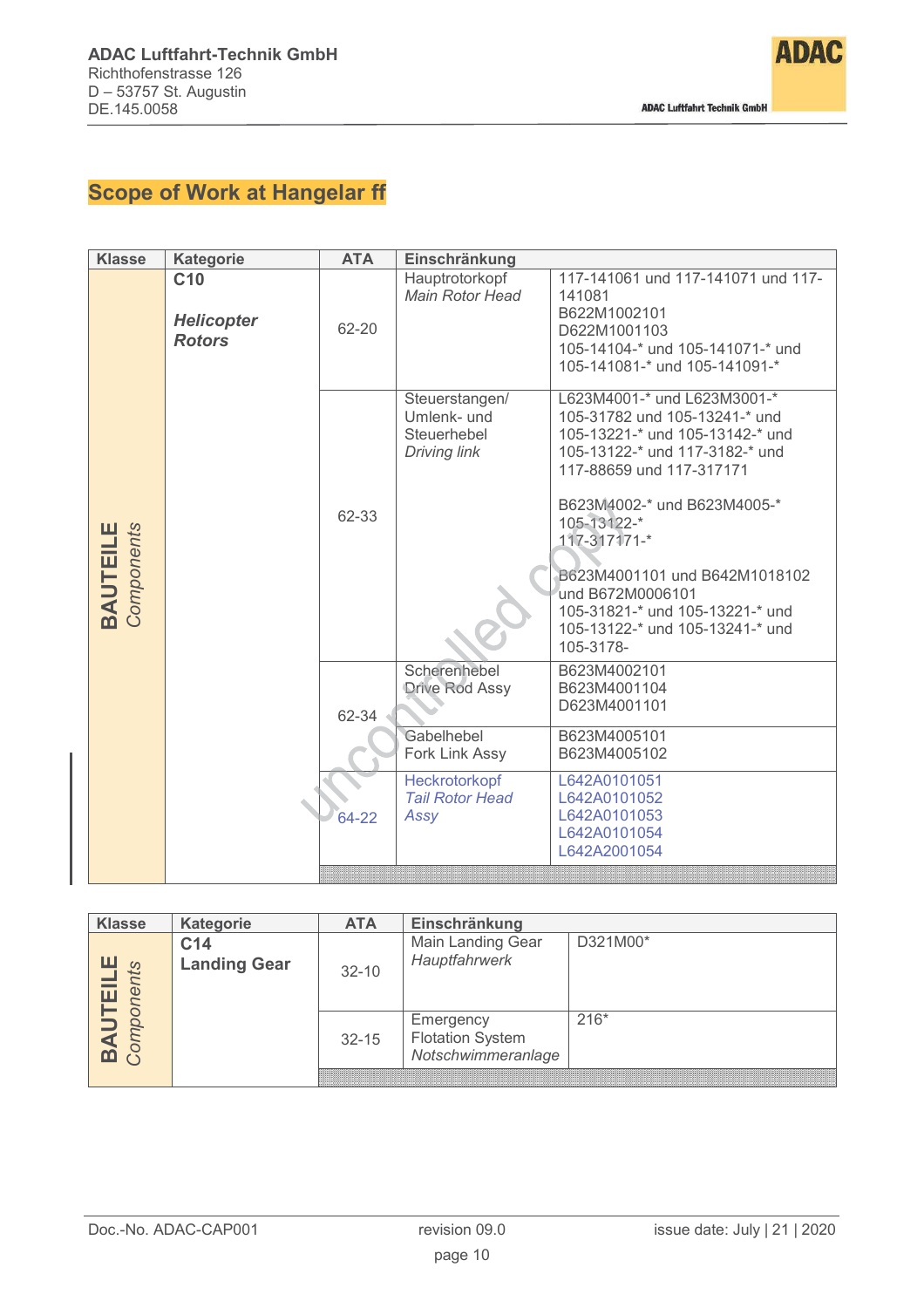## Scope of Work at Hangelar ff

| Klasse | Kategorie | ATA | Einschränkung | |
|---|---|---|---|---|
| **BAUTEILE** *Components* | **C10** **_Helicopter Rotors_** | 62-20 | Hauptrotorkopf *Main Rotor Head* | 117-141061 und 117-141071 und 117-141081 B622M1002101 D622M1001103 105-14104-* und 105-141071-* und 105-141081-* und 105-141091-* |
| | | 62-33 | Steuerstangen/ Umlenk- und Steuerhebel *Driving link* | L623M4001-* und L623M3001-* 105-31782 und 105-13241-* und 105-13221-* und 105-13142-* und 105-13122-* und 117-3182-* und 117-88659 und 117-317171 B623M4002-* und B623M4005-* 105-13122-* 117-317171-* B623M4001101 und B642M1018102 und B672M0006101 105-31821-* und 105-13221-* und 105-13122-* und 105-13241-* und 105-3178- |
| | | 62-34 | Scherenhebel Drive Rod Assy | B623M4002101 B623M4001104 D623M4001101 |
| | | | Gabelhebel Fork Link Assy | B623M4005101 B623M4005102 |
| | | 64-22 | Heckrotorkopf *Tail Rotor Head Assy* | L642A0101051 L642A0101052 L642A0101053 L642A0101054 L642A2001054 |

| Klasse | Kategorie | ATA | Einschränkung | |
|---|---|---|---|---|
| **BAUTEILE** *Components* | **C14** **Landing Gear** | 32-10 | Main Landing Gear *Hauptfahrwerk* | D321M00* |
| | | 32-15 | Emergency Flotation System *Notschwimmeranlage* | 216* |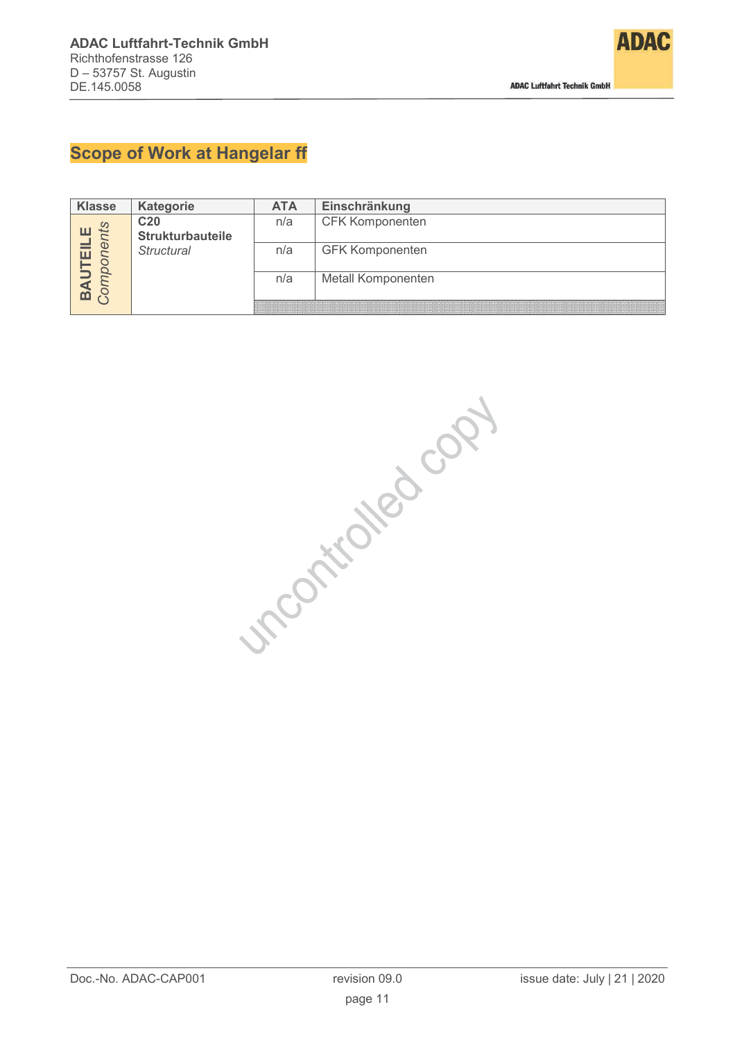## Scope of Work at Hangelar ff

| Klasse | Kategorie | ATA | Einschränkung |
|---|---|---|---|
| **BAUTEILE** *Components* | **C20 Strukturbauteile** *Structural* | n/a | CFK Komponenten |
| | | n/a | GFK Komponenten |
| | | n/a | Metall Komponenten |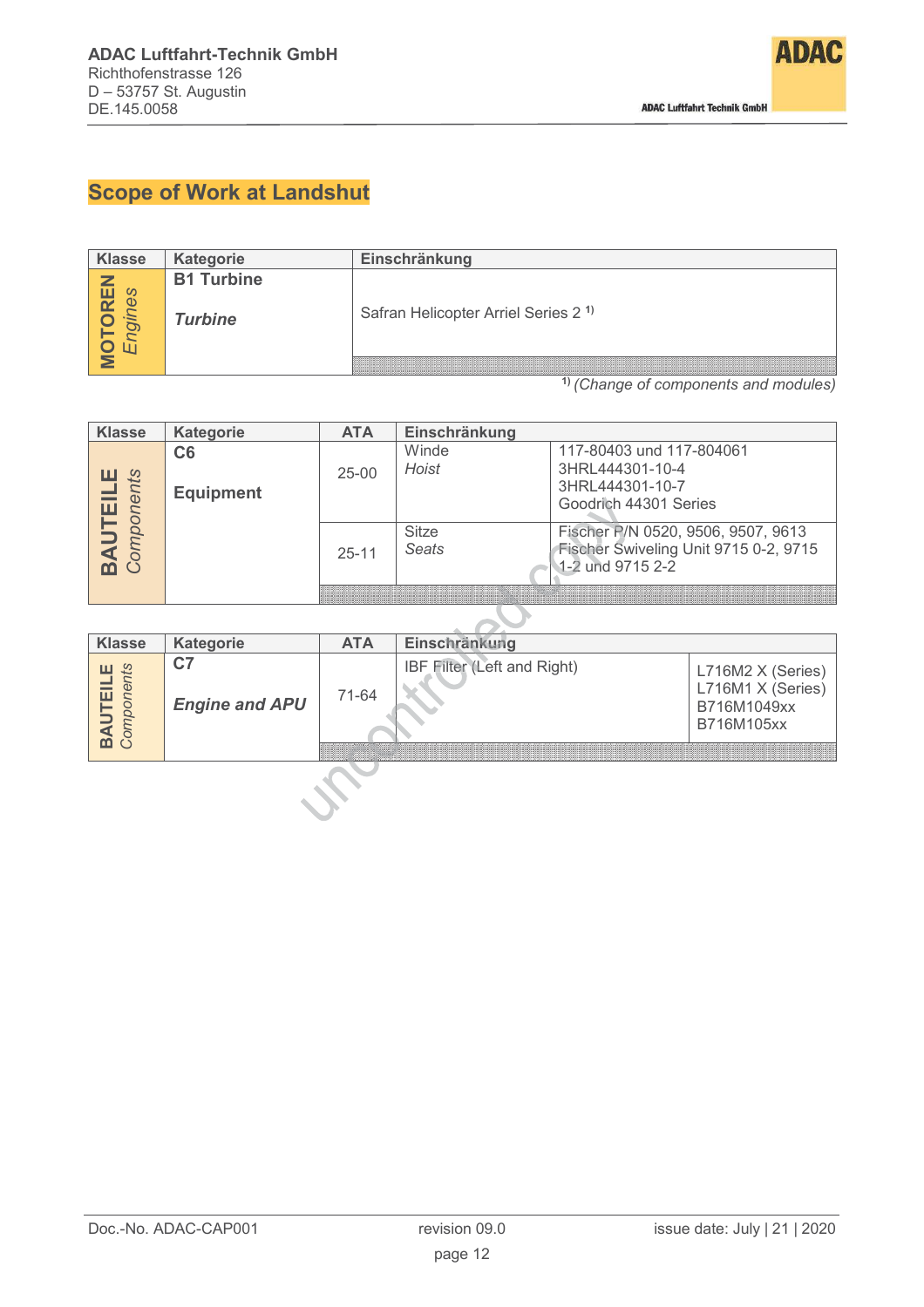## Scope of Work at Landshut

| Klasse | Kategorie | Einschränkung |
|---|---|---|
| **MOTOREN** *Engines* | **B1 Turbine** *Turbine* | Safran Helicopter Arriel Series 2 [1] |

[1] *(Change of components and modules)*

| Klasse | Kategorie | ATA | Einschränkung | |
|---|---|---|---|---|
| **BAUTEILE** *Components* | **C6** **Equipment** | 25-00 | Winde *Hoist* | 117-80403 und 117-804061 3HRL444301-10-4 3HRL444301-10-7 Goodrich 44301 Series |
| | | 25-11 | Sitze *Seats* | Fischer P/N 0520, 9506, 9507, 9613 Fischer Swiveling Unit 9715 0-2, 9715 1-2 und 9715 2-2 |

| Klasse | Kategorie | ATA | Einschränkung | |
|---|---|---|---|---|
| **BAUTEILE** *Components* | **C7** ***Engine and APU*** | 71-64 | IBF Filter (Left and Right) | L716M2 X (Series) L716M1 X (Series) B716M1049xx B716M105xx |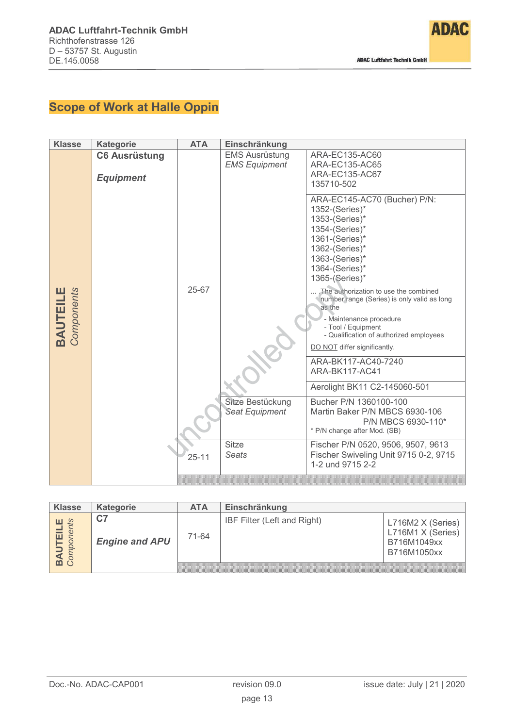## Scope of Work at Halle Oppin

| Klasse | Kategorie | ATA | Einschränkung | |
|---|---|---|---|---|
| **BAUTEILE** *Components* | **C6 Ausrüstung** *Equipment* | 25-67 | EMS Ausrüstung *EMS Equipment* | ARA-EC135-AC60 ARA-EC135-AC65 ARA-EC135-AC67 135710-502 |
| | | | | ARA-EC145-AC70 (Bucher) P/N: 1352-(Series)* 1353-(Series)* 1354-(Series)* 1361-(Series)* 1362-(Series)* 1363-(Series)* 1364-(Series)* 1365-(Series)* ... The authorization to use the combined number range (Series) is only valid as long as the - Maintenance procedure - Tool / Equipment - Qualification of authorized employees DO NOT differ significantly. |
| | | | | ARA-BK117-AC40-7240 ARA-BK117-AC41 |
| | | | | Aerolight BK11 C2-145060-501 |
| | | | Sitze Bestückung *Seat Equipment* | Bucher P/N 1360100-100 Martin Baker P/N MBCS 6930-106 P/N MBCS 6930-110* * P/N change after Mod. (SB) |
| | | 25-11 | Sitze *Seats* | Fischer P/N 0520, 9506, 9507, 9613 Fischer Swiveling Unit 9715 0-2, 9715 1-2 und 9715 2-2 |

| Klasse | Kategorie | ATA | Einschränkung | |
|---|---|---|---|---|
| **BAUTEILE** *Components* | **C7** *Engine and APU* | 71-64 | IBF Filter (Left and Right) | L716M2 X (Series) L716M1 X (Series) B716M1049xx B716M1050xx |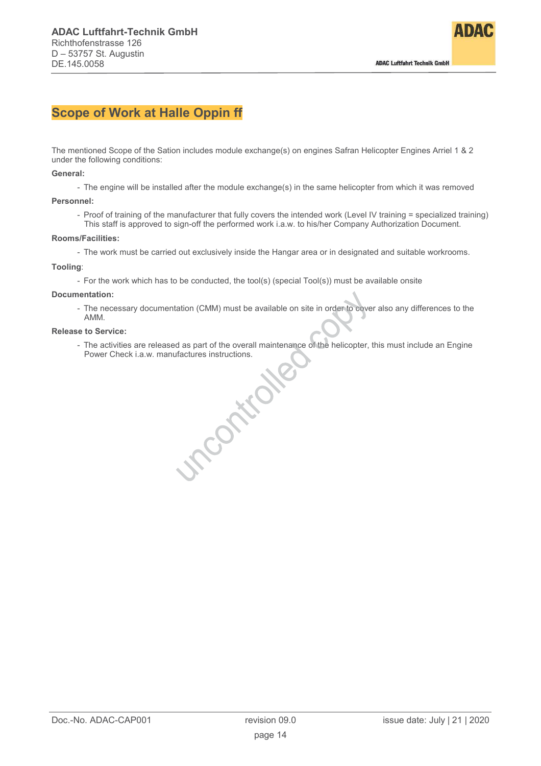# Scope of Work at Halle Oppin ff

The mentioned Scope of the Sation includes module exchange(s) on engines Safran Helicopter Engines Arriel 1 & 2 under the following conditions:

**General:**

- The engine will be installed after the module exchange(s) in the same helicopter from which it was removed

**Personnel:**

- Proof of training of the manufacturer that fully covers the intended work (Level IV training = specialized training) This staff is approved to sign-off the performed work i.a.w. to his/her Company Authorization Document.

**Rooms/Facilities:**

- The work must be carried out exclusively inside the Hangar area or in designated and suitable workrooms.

**Tooling**:

- For the work which has to be conducted, the tool(s) (special Tool(s)) must be available onsite

**Documentation:**

- The necessary documentation (CMM) must be available on site in order to cover also any differences to the AMM.

**Release to Service:**

- The activities are released as part of the overall maintenance of the helicopter, this must include an Engine Power Check i.a.w. manufactures instructions.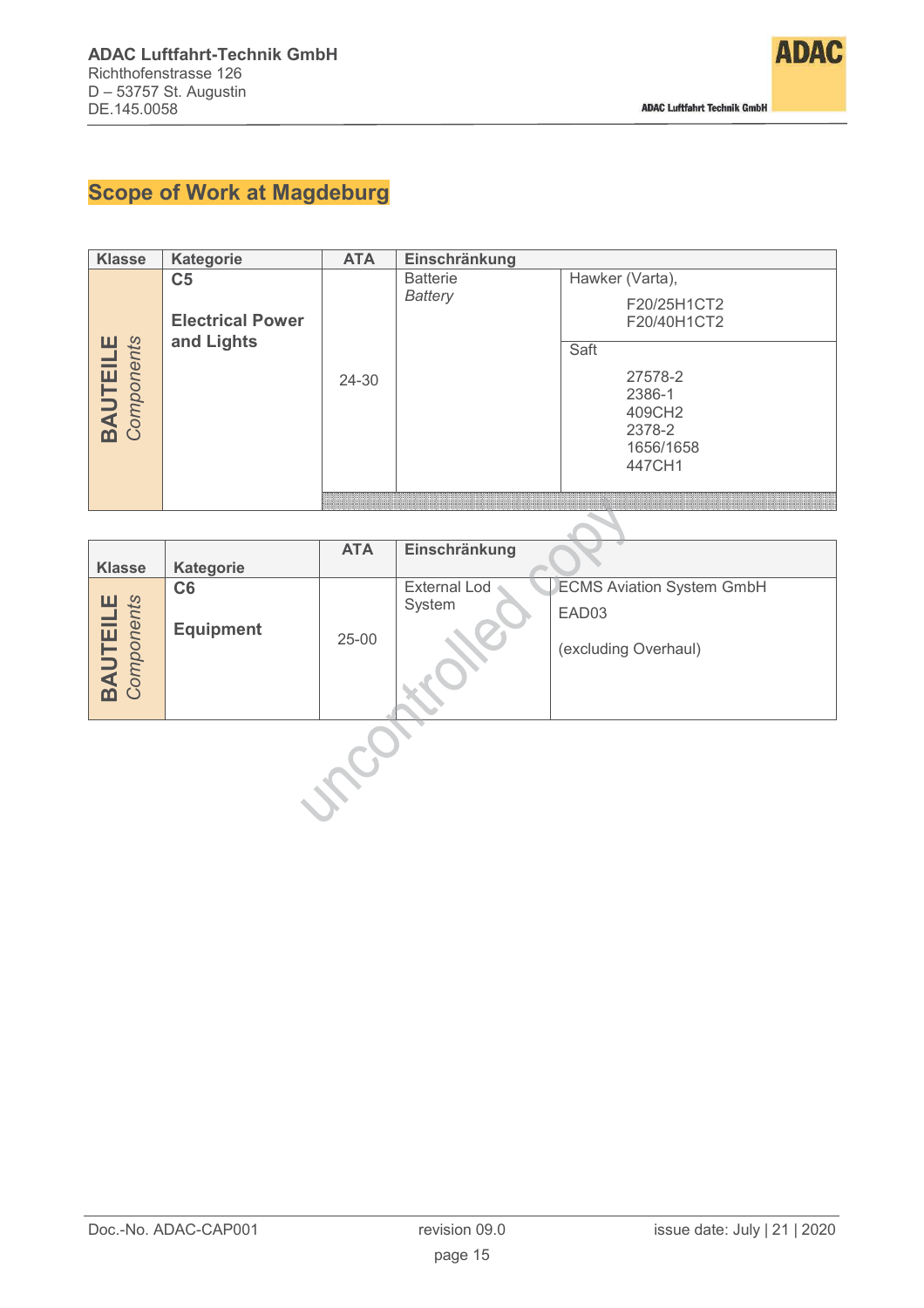## Scope of Work at Magdeburg

| Klasse | Kategorie | ATA | Einschränkung | |
|---|---|---|---|---|
| **BAUTEILE** *Components* | **C5** **Electrical Power and Lights** | 24-30 | Batterie *Battery* | Hawker (Varta), F20/25H1CT2 F20/40H1CT2 |
| | | | | Saft 27578-2 2386-1 409CH2 2378-2 1656/1658 447CH1 |

| Klasse | Kategorie | ATA | Einschränkung | |
|---|---|---|---|---|
| **BAUTEILE** *Components* | **C6** **Equipment** | 25-00 | External Lod System | ECMS Aviation System GmbH EAD03 (excluding Overhaul) |

uncontrolled copy